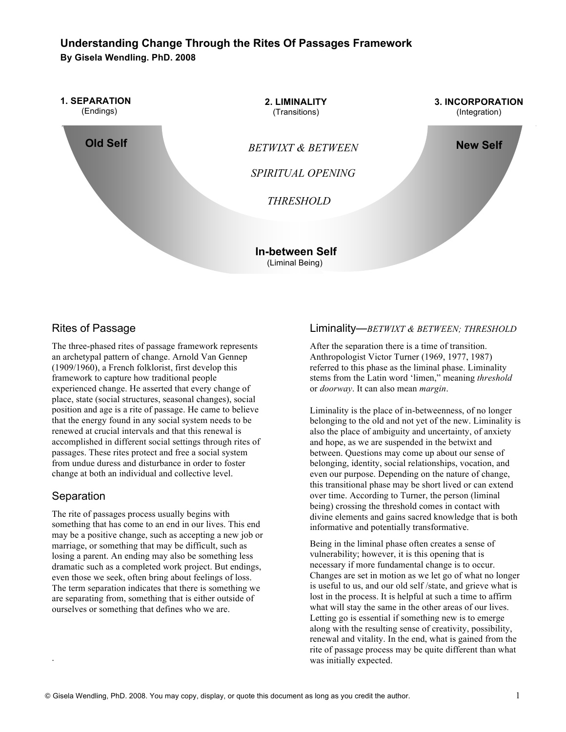# Understanding Change Through the Rites Of Passages Framework

**By Gisela Wendling. PhD. 2008**

**1. SEPARATION**
(Endings)

**2. LIMINALITY**
(Transitions)

**3. INCORPORATION**
(Integration)

**Old Self**

*BETWIXT & BETWEEN*

*SPIRITUAL OPENING*

*THRESHOLD*

**New Self**

**In-between Self**
(Liminal Being)

## Rites of Passage

The three-phased rites of passage framework represents an archetypal pattern of change. Arnold Van Gennep (1909/1960), a French folklorist, first develop this framework to capture how traditional people experienced change. He asserted that every change of place, state (social structures, seasonal changes), social position and age is a rite of passage. He came to believe that the energy found in any social system needs to be renewed at crucial intervals and that this renewal is accomplished in different social settings through rites of passages. These rites protect and free a social system from undue duress and disturbance in order to foster change at both an individual and collective level.

## Separation

The rite of passages process usually begins with something that has come to an end in our lives. This end may be a positive change, such as accepting a new job or marriage, or something that may be difficult, such as losing a parent. An ending may also be something less dramatic such as a completed work project. But endings, even those we seek, often bring about feelings of loss. The term separation indicates that there is something we are separating from, something that is either outside of ourselves or something that defines who we are.

.

## Liminality—*BETWIXT & BETWEEN; THRESHOLD*

After the separation there is a time of transition. Anthropologist Victor Turner (1969, 1977, 1987) referred to this phase as the liminal phase. Liminality stems from the Latin word 'limen," meaning *threshold* or *doorway*. It can also mean *margin*.

Liminality is the place of in-betweenness, of no longer belonging to the old and not yet of the new. Liminality is also the place of ambiguity and uncertainty, of anxiety and hope, as we are suspended in the betwixt and between. Questions may come up about our sense of belonging, identity, social relationships, vocation, and even our purpose. Depending on the nature of change, this transitional phase may be short lived or can extend over time. According to Turner, the person (liminal being) crossing the threshold comes in contact with divine elements and gains sacred knowledge that is both informative and potentially transformative.

Being in the liminal phase often creates a sense of vulnerability; however, it is this opening that is necessary if more fundamental change is to occur. Changes are set in motion as we let go of what no longer is useful to us, and our old self /state, and grieve what is lost in the process. It is helpful at such a time to affirm what will stay the same in the other areas of our lives. Letting go is essential if something new is to emerge along with the resulting sense of creativity, possibility, renewal and vitality. In the end, what is gained from the rite of passage process may be quite different than what was initially expected.

© Gisela Wendling, PhD. 2008. You may copy, display, or quote this document as long as you credit the author.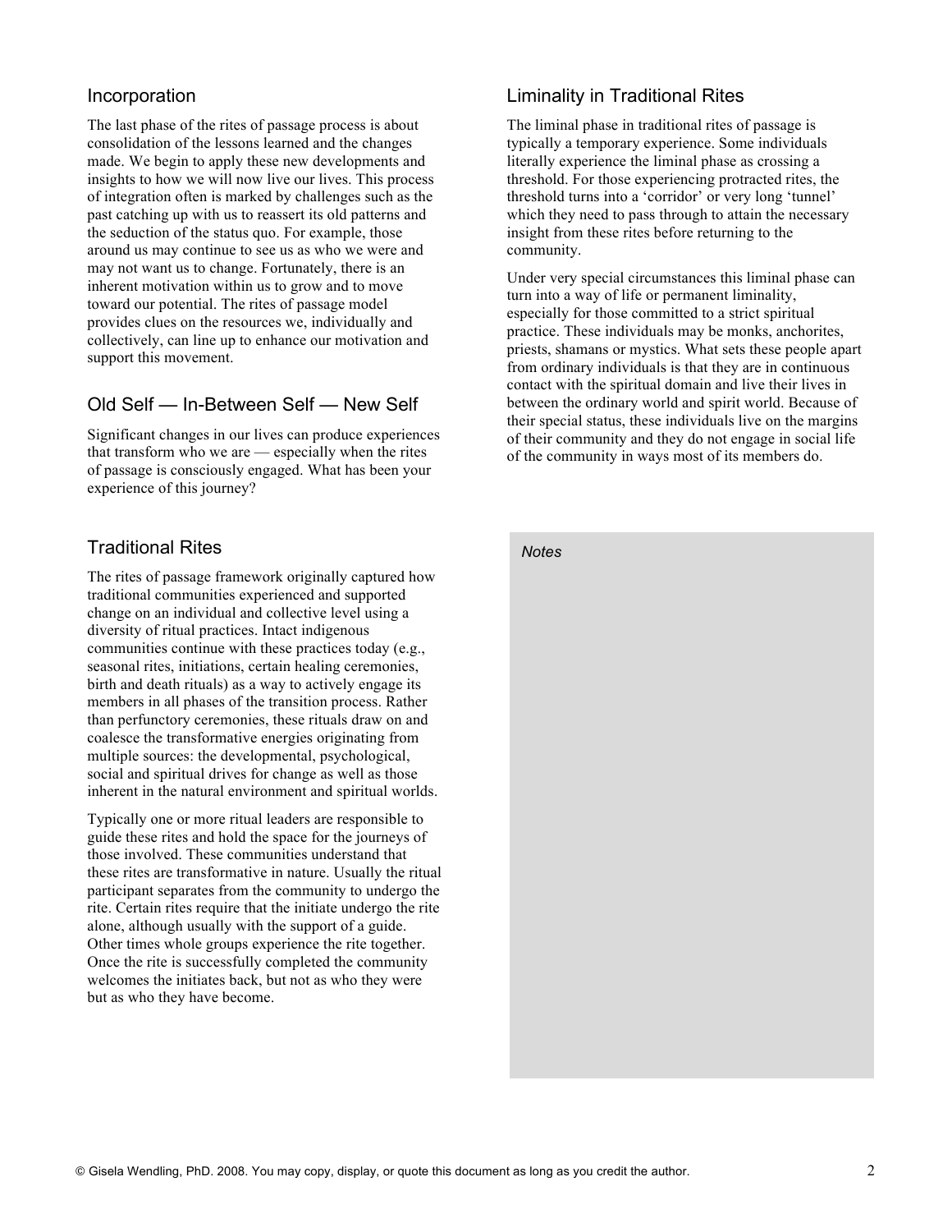## Incorporation

The last phase of the rites of passage process is about consolidation of the lessons learned and the changes made. We begin to apply these new developments and insights to how we will now live our lives. This process of integration often is marked by challenges such as the past catching up with us to reassert its old patterns and the seduction of the status quo. For example, those around us may continue to see us as who we were and may not want us to change. Fortunately, there is an inherent motivation within us to grow and to move toward our potential. The rites of passage model provides clues on the resources we, individually and collectively, can line up to enhance our motivation and support this movement.

## Old Self — In-Between Self — New Self

Significant changes in our lives can produce experiences that transform who we are — especially when the rites of passage is consciously engaged. What has been your experience of this journey?

## Traditional Rites

The rites of passage framework originally captured how traditional communities experienced and supported change on an individual and collective level using a diversity of ritual practices. Intact indigenous communities continue with these practices today (e.g., seasonal rites, initiations, certain healing ceremonies, birth and death rituals) as a way to actively engage its members in all phases of the transition process. Rather than perfunctory ceremonies, these rituals draw on and coalesce the transformative energies originating from multiple sources: the developmental, psychological, social and spiritual drives for change as well as those inherent in the natural environment and spiritual worlds.

Typically one or more ritual leaders are responsible to guide these rites and hold the space for the journeys of those involved. These communities understand that these rites are transformative in nature. Usually the ritual participant separates from the community to undergo the rite. Certain rites require that the initiate undergo the rite alone, although usually with the support of a guide. Other times whole groups experience the rite together. Once the rite is successfully completed the community welcomes the initiates back, but not as who they were but as who they have become.

## Liminality in Traditional Rites

The liminal phase in traditional rites of passage is typically a temporary experience. Some individuals literally experience the liminal phase as crossing a threshold. For those experiencing protracted rites, the threshold turns into a 'corridor' or very long 'tunnel' which they need to pass through to attain the necessary insight from these rites before returning to the community.

Under very special circumstances this liminal phase can turn into a way of life or permanent liminality, especially for those committed to a strict spiritual practice. These individuals may be monks, anchorites, priests, shamans or mystics. What sets these people apart from ordinary individuals is that they are in continuous contact with the spiritual domain and live their lives in between the ordinary world and spirit world. Because of their special status, these individuals live on the margins of their community and they do not engage in social life of the community in ways most of its members do.

*Notes*

© Gisela Wendling, PhD. 2008. You may copy, display, or quote this document as long as you credit the author.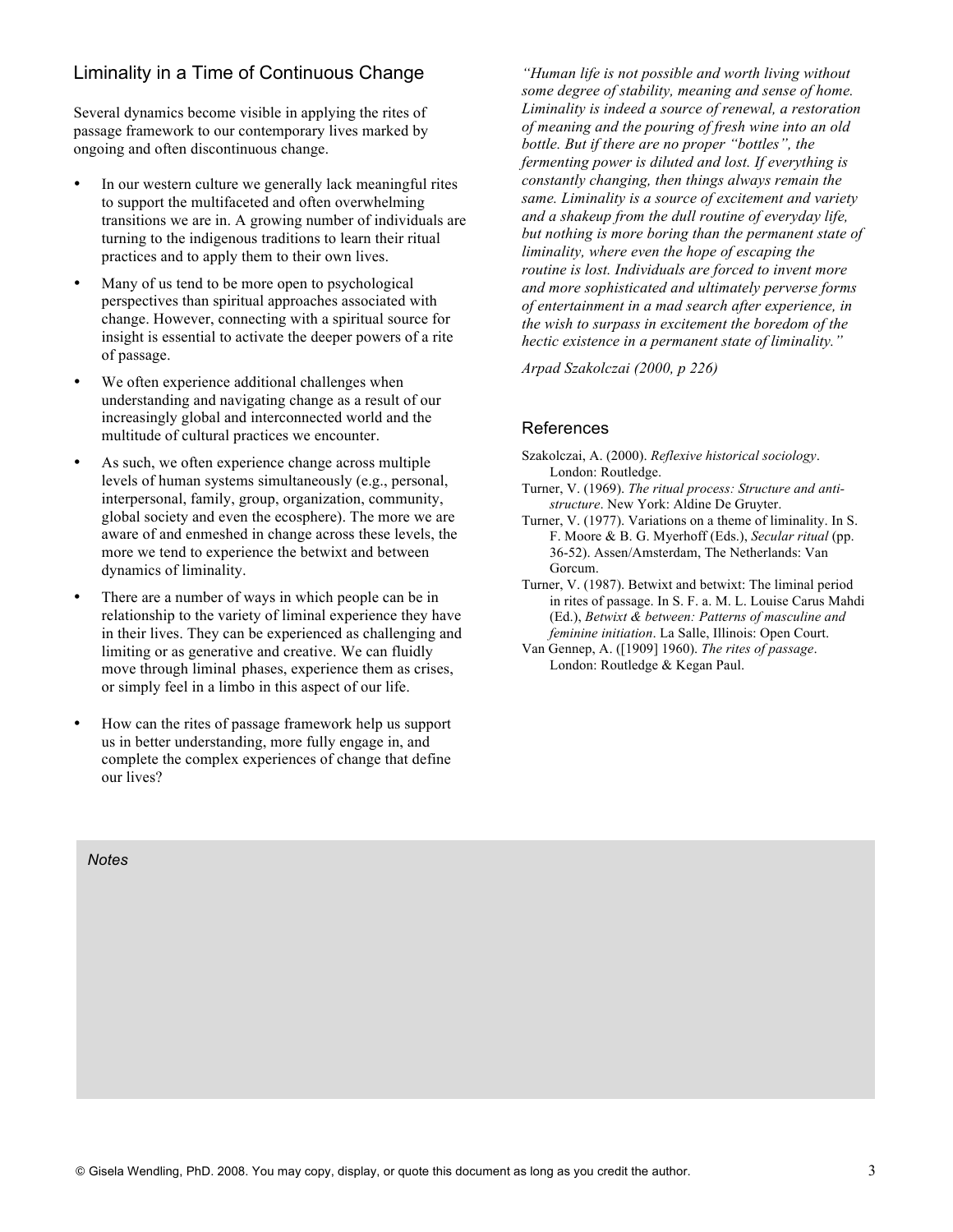## Liminality in a Time of Continuous Change

Several dynamics become visible in applying the rites of passage framework to our contemporary lives marked by ongoing and often discontinuous change.

- In our western culture we generally lack meaningful rites to support the multifaceted and often overwhelming transitions we are in. A growing number of individuals are turning to the indigenous traditions to learn their ritual practices and to apply them to their own lives.
- Many of us tend to be more open to psychological perspectives than spiritual approaches associated with change. However, connecting with a spiritual source for insight is essential to activate the deeper powers of a rite of passage.
- We often experience additional challenges when understanding and navigating change as a result of our increasingly global and interconnected world and the multitude of cultural practices we encounter.
- As such, we often experience change across multiple levels of human systems simultaneously (e.g., personal, interpersonal, family, group, organization, community, global society and even the ecosphere). The more we are aware of and enmeshed in change across these levels, the more we tend to experience the betwixt and between dynamics of liminality.
- There are a number of ways in which people can be in relationship to the variety of liminal experience they have in their lives. They can be experienced as challenging and limiting or as generative and creative. We can fluidly move through liminal phases, experience them as crises, or simply feel in a limbo in this aspect of our life.
- How can the rites of passage framework help us support us in better understanding, more fully engage in, and complete the complex experiences of change that define our lives?

*"Human life is not possible and worth living without some degree of stability, meaning and sense of home. Liminality is indeed a source of renewal, a restoration of meaning and the pouring of fresh wine into an old bottle. But if there are no proper "bottles", the fermenting power is diluted and lost. If everything is constantly changing, then things always remain the same. Liminality is a source of excitement and variety and a shakeup from the dull routine of everyday life, but nothing is more boring than the permanent state of liminality, where even the hope of escaping the routine is lost. Individuals are forced to invent more and more sophisticated and ultimately perverse forms of entertainment in a mad search after experience, in the wish to surpass in excitement the boredom of the hectic existence in a permanent state of liminality."*

*Arpad Szakolczai (2000, p 226)*

## References

Szakolczai, A. (2000). *Reflexive historical sociology*. London: Routledge.

Turner, V. (1969). *The ritual process: Structure and anti-structure*. New York: Aldine De Gruyter.

Turner, V. (1977). Variations on a theme of liminality. In S. F. Moore & B. G. Myerhoff (Eds.), *Secular ritual* (pp. 36-52). Assen/Amsterdam, The Netherlands: Van Gorcum.

Turner, V. (1987). Betwixt and betwixt: The liminal period in rites of passage. In S. F. a. M. L. Louise Carus Mahdi (Ed.), *Betwixt & between: Patterns of masculine and feminine initiation*. La Salle, Illinois: Open Court.

Van Gennep, A. ([1909] 1960). *The rites of passage*. London: Routledge & Kegan Paul.

*Notes*

© Gisela Wendling, PhD. 2008. You may copy, display, or quote this document as long as you credit the author.